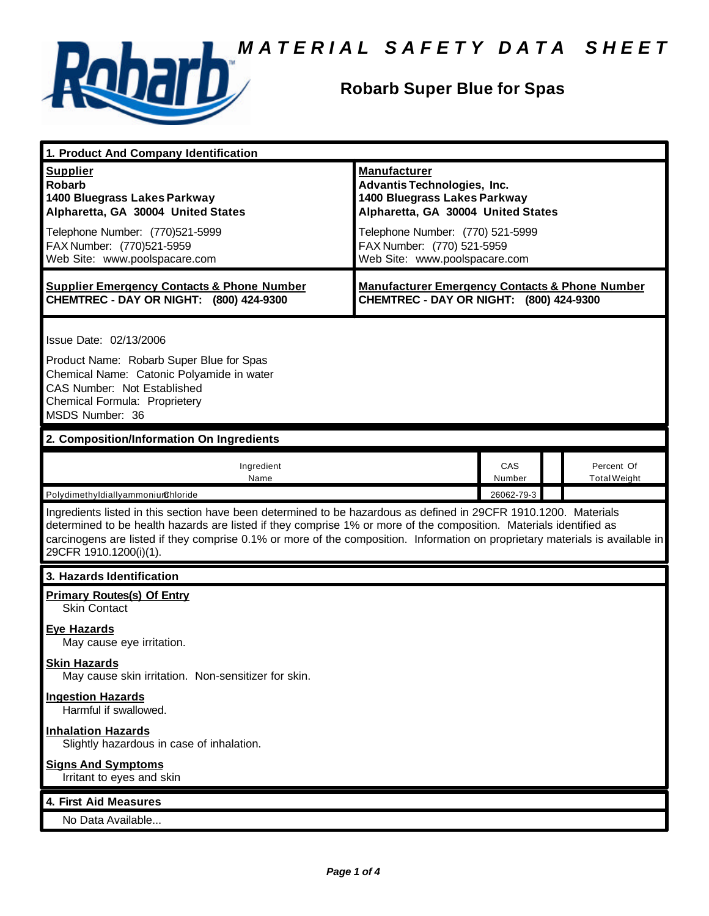# MATERIAL SAFETY DATA SHEET

## Robarb Super Blue for Spas

## 1. Product And Company Identification

| **Supplier** | **Manufacturer** |
|---|---|
| **Robarb**<br>**1400 Bluegrass Lakes Parkway**<br>**Alpharetta, GA 30004 United States** | **Advantis Technologies, Inc.**<br>**1400 Bluegrass Lakes Parkway**<br>**Alpharetta, GA 30004 United States** |
| Telephone Number: (770)521-5999<br>FAX Number: (770)521-5959<br>Web Site: www.poolspacare.com | Telephone Number: (770) 521-5999<br>FAX Number: (770) 521-5959<br>Web Site: www.poolspacare.com |
| **Supplier Emergency Contacts & Phone Number**<br>**CHEMTREC - DAY OR NIGHT: (800) 424-9300** | **Manufacturer Emergency Contacts & Phone Number**<br>**CHEMTREC - DAY OR NIGHT: (800) 424-9300** |

Issue Date: 02/13/2006

Product Name: Robarb Super Blue for Spas
Chemical Name: Catonic Polyamide in water
CAS Number: Not Established
Chemical Formula: Proprietery
MSDS Number: 36

## 2. Composition/Information On Ingredients

| Ingredient Name | CAS Number | | Percent Of Total Weight |
|---|---|---|---|
| PolydimethyldiallyammoniumChloride | 26062-79-3 | | |

Ingredients listed in this section have been determined to be hazardous as defined in 29CFR 1910.1200. Materials determined to be health hazards are listed if they comprise 1% or more of the composition. Materials identified as carcinogens are listed if they comprise 0.1% or more of the composition. Information on proprietary materials is available in 29CFR 1910.1200(i)(1).

## 3. Hazards Identification

**Primary Routes(s) Of Entry**
Skin Contact

**Eye Hazards**
May cause eye irritation.

**Skin Hazards**
May cause skin irritation. Non-sensitizer for skin.

**Ingestion Hazards**
Harmful if swallowed.

**Inhalation Hazards**
Slightly hazardous in case of inhalation.

**Signs And Symptoms**
Irritant to eyes and skin

## 4. First Aid Measures

No Data Available...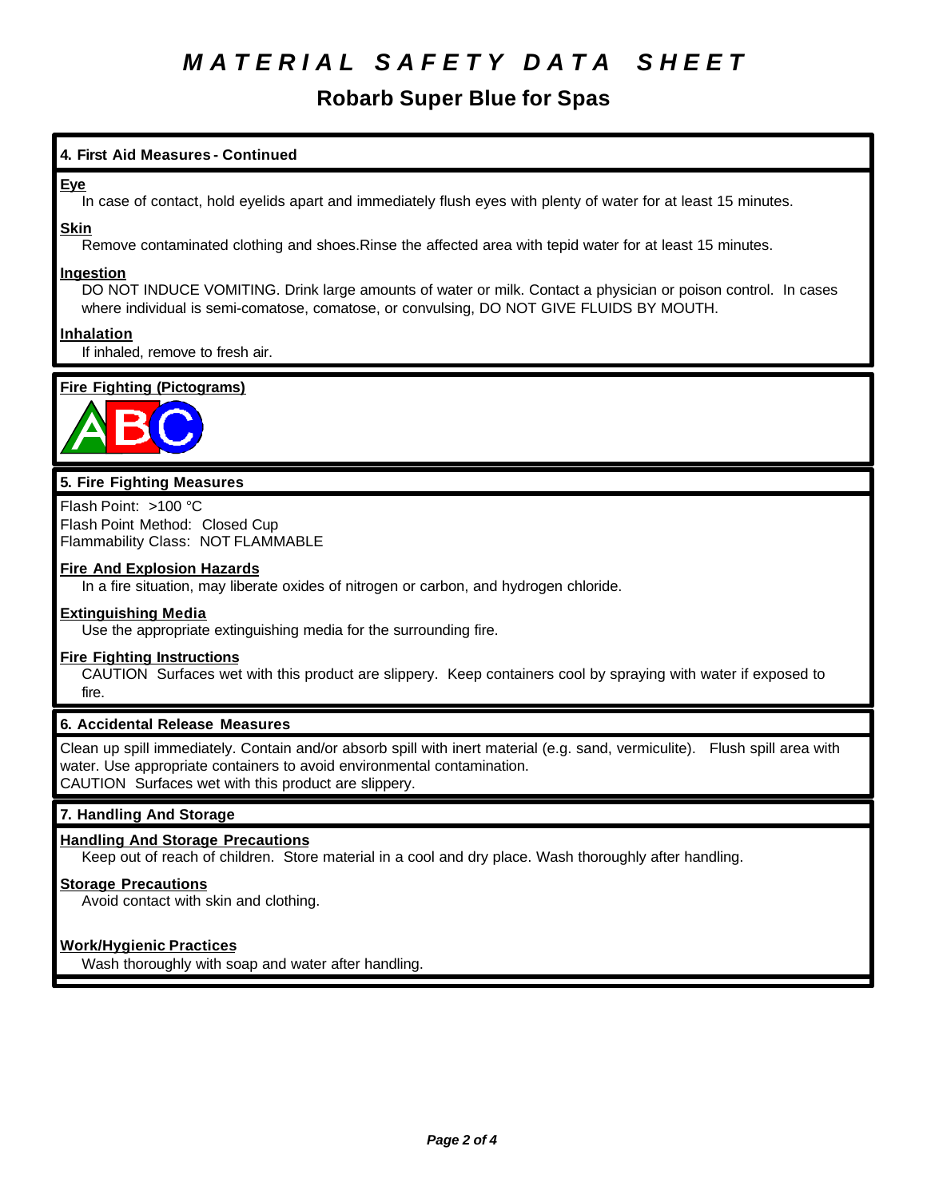# MATERIAL SAFETY DATA SHEET

## Robarb Super Blue for Spas

### 4. First Aid Measures - Continued

**Eye**

In case of contact, hold eyelids apart and immediately flush eyes with plenty of water for at least 15 minutes.

**Skin**

Remove contaminated clothing and shoes.Rinse the affected area with tepid water for at least 15 minutes.

**Ingestion**

DO NOT INDUCE VOMITING. Drink large amounts of water or milk. Contact a physician or poison control. In cases where individual is semi-comatose, comatose, or convulsing, DO NOT GIVE FLUIDS BY MOUTH.

**Inhalation**

If inhaled, remove to fresh air.

**Fire Fighting (Pictograms)**

### 5. Fire Fighting Measures

Flash Point: >100 °C
Flash Point Method: Closed Cup
Flammability Class: NOT FLAMMABLE

**Fire And Explosion Hazards**

In a fire situation, may liberate oxides of nitrogen or carbon, and hydrogen chloride.

**Extinguishing Media**

Use the appropriate extinguishing media for the surrounding fire.

**Fire Fighting Instructions**

CAUTION Surfaces wet with this product are slippery. Keep containers cool by spraying with water if exposed to fire.

### 6. Accidental Release Measures

Clean up spill immediately. Contain and/or absorb spill with inert material (e.g. sand, vermiculite). Flush spill area with water. Use appropriate containers to avoid environmental contamination.
CAUTION Surfaces wet with this product are slippery.

### 7. Handling And Storage

**Handling And Storage Precautions**

Keep out of reach of children. Store material in a cool and dry place. Wash thoroughly after handling.

**Storage Precautions**

Avoid contact with skin and clothing.

**Work/Hygienic Practices**

Wash thoroughly with soap and water after handling.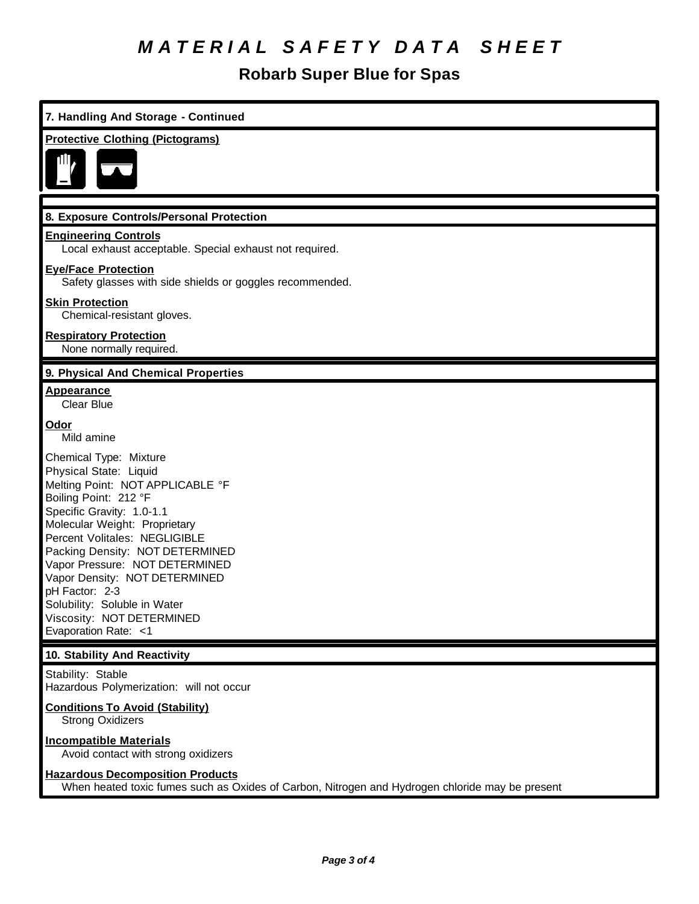# MATERIAL SAFETY DATA SHEET

## Robarb Super Blue for Spas

### 7. Handling And Storage - Continued

**Protective Clothing (Pictograms)**

### 8. Exposure Controls/Personal Protection

**Engineering Controls**
Local exhaust acceptable. Special exhaust not required.

**Eye/Face Protection**
Safety glasses with side shields or goggles recommended.

**Skin Protection**
Chemical-resistant gloves.

**Respiratory Protection**
None normally required.

### 9. Physical And Chemical Properties

**Appearance**
Clear Blue

**Odor**
Mild amine

Chemical Type: Mixture
Physical State: Liquid
Melting Point: NOT APPLICABLE °F
Boiling Point: 212 °F
Specific Gravity: 1.0-1.1
Molecular Weight: Proprietary
Percent Volitales: NEGLIGIBLE
Packing Density: NOT DETERMINED
Vapor Pressure: NOT DETERMINED
Vapor Density: NOT DETERMINED
pH Factor: 2-3
Solubility: Soluble in Water
Viscosity: NOT DETERMINED
Evaporation Rate: <1

### 10. Stability And Reactivity

Stability: Stable
Hazardous Polymerization: will not occur

**Conditions To Avoid (Stability)**
Strong Oxidizers

**Incompatible Materials**
Avoid contact with strong oxidizers

**Hazardous Decomposition Products**
When heated toxic fumes such as Oxides of Carbon, Nitrogen and Hydrogen chloride may be present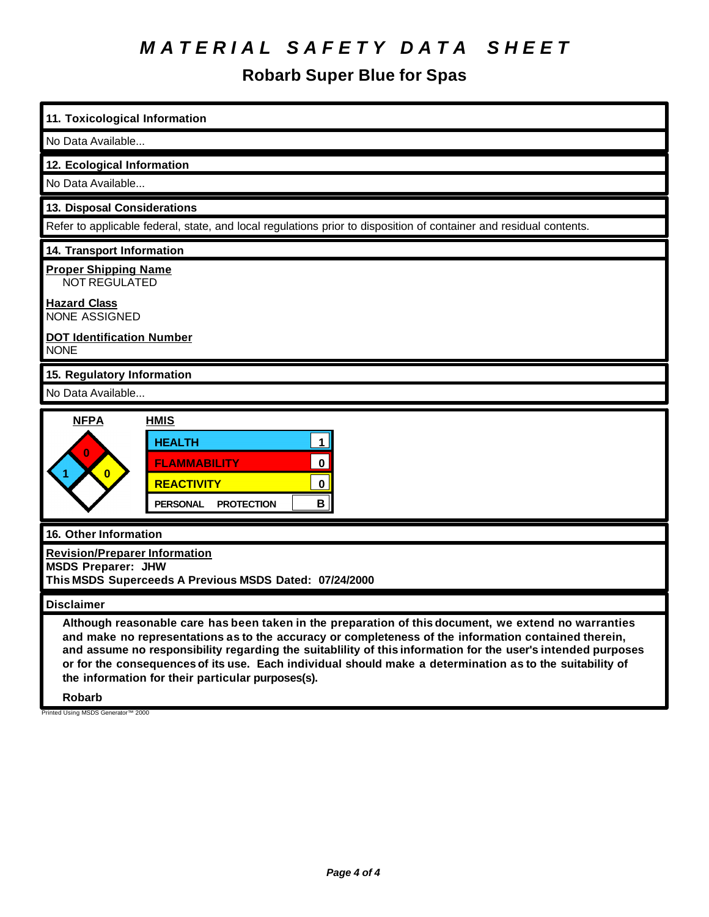# MATERIAL SAFETY DATA SHEET

## Robarb Super Blue for Spas

### 11. Toxicological Information

No Data Available...

### 12. Ecological Information

No Data Available...

### 13. Disposal Considerations

Refer to applicable federal, state, and local regulations prior to disposition of container and residual contents.

### 14. Transport Information

**Proper Shipping Name**
NOT REGULATED

**Hazard Class**
NONE ASSIGNED

**DOT Identification Number**
NONE

### 15. Regulatory Information

No Data Available...

**NFPA**

0
1
0

**HMIS**

| | |
|---|---|
| HEALTH | 1 |
| FLAMMABILITY | 0 |
| REACTIVITY | 0 |
| PERSONAL PROTECTION | B |

### 16. Other Information

**Revision/Preparer Information**
**MSDS Preparer: JHW**
**This MSDS Superceeds A Previous MSDS Dated: 07/24/2000**

### Disclaimer

**Although reasonable care has been taken in the preparation of this document, we extend no warranties and make no representations as to the accuracy or completeness of the information contained therein, and assume no responsibility regarding the suitablility of this information for the user's intended purposes or for the consequences of its use. Each individual should make a determination as to the suitability of the information for their particular purposes(s).**

**Robarb**

Printed Using MSDS Generator™ 2000